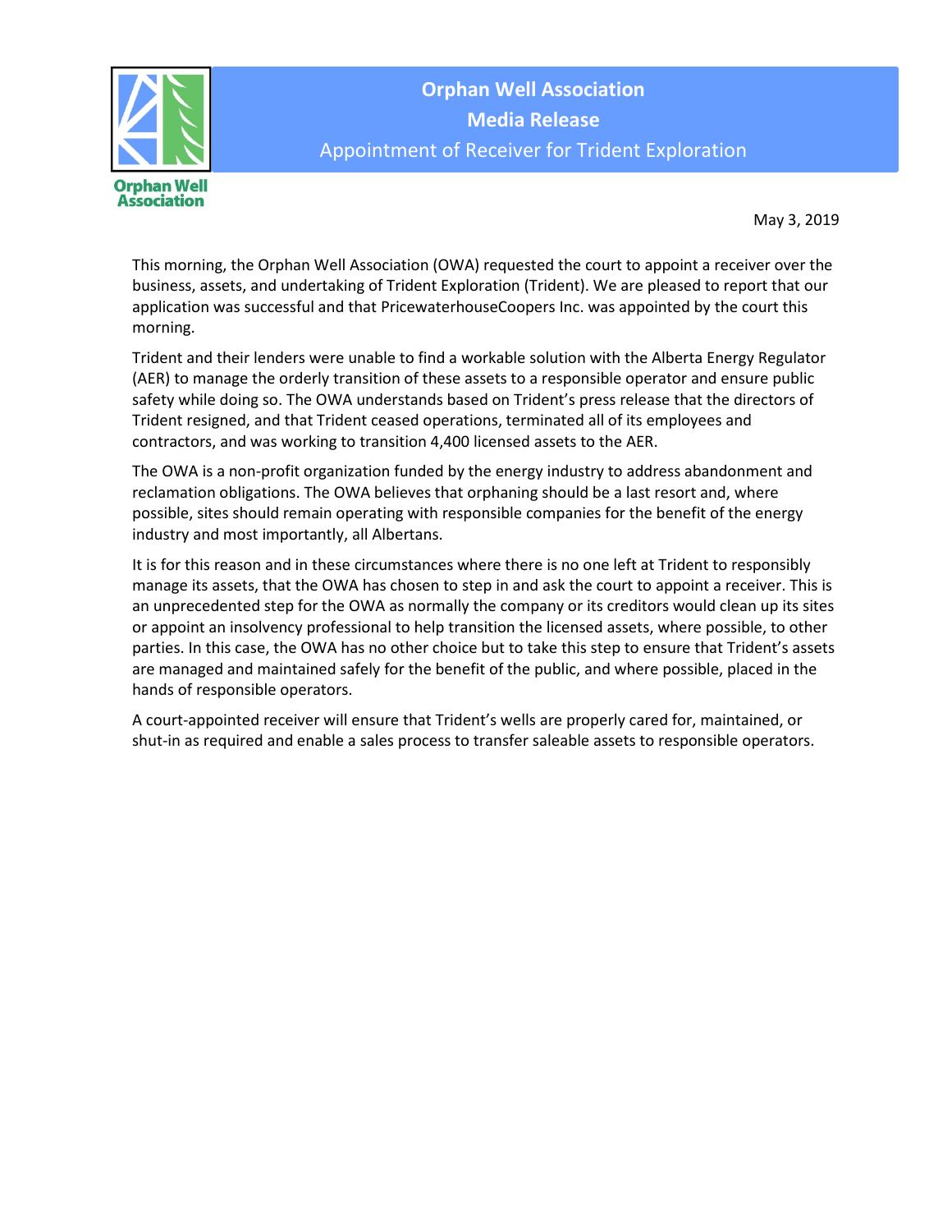# Orphan Well Association

## Media Release

### Appointment of Receiver for Trident Exploration

May 3, 2019

This morning, the Orphan Well Association (OWA) requested the court to appoint a receiver over the business, assets, and undertaking of Trident Exploration (Trident). We are pleased to report that our application was successful and that PricewaterhouseCoopers Inc. was appointed by the court this morning.

Trident and their lenders were unable to find a workable solution with the Alberta Energy Regulator (AER) to manage the orderly transition of these assets to a responsible operator and ensure public safety while doing so. The OWA understands based on Trident's press release that the directors of Trident resigned, and that Trident ceased operations, terminated all of its employees and contractors, and was working to transition 4,400 licensed assets to the AER.

The OWA is a non-profit organization funded by the energy industry to address abandonment and reclamation obligations. The OWA believes that orphaning should be a last resort and, where possible, sites should remain operating with responsible companies for the benefit of the energy industry and most importantly, all Albertans.

It is for this reason and in these circumstances where there is no one left at Trident to responsibly manage its assets, that the OWA has chosen to step in and ask the court to appoint a receiver. This is an unprecedented step for the OWA as normally the company or its creditors would clean up its sites or appoint an insolvency professional to help transition the licensed assets, where possible, to other parties. In this case, the OWA has no other choice but to take this step to ensure that Trident's assets are managed and maintained safely for the benefit of the public, and where possible, placed in the hands of responsible operators.

A court-appointed receiver will ensure that Trident's wells are properly cared for, maintained, or shut-in as required and enable a sales process to transfer saleable assets to responsible operators.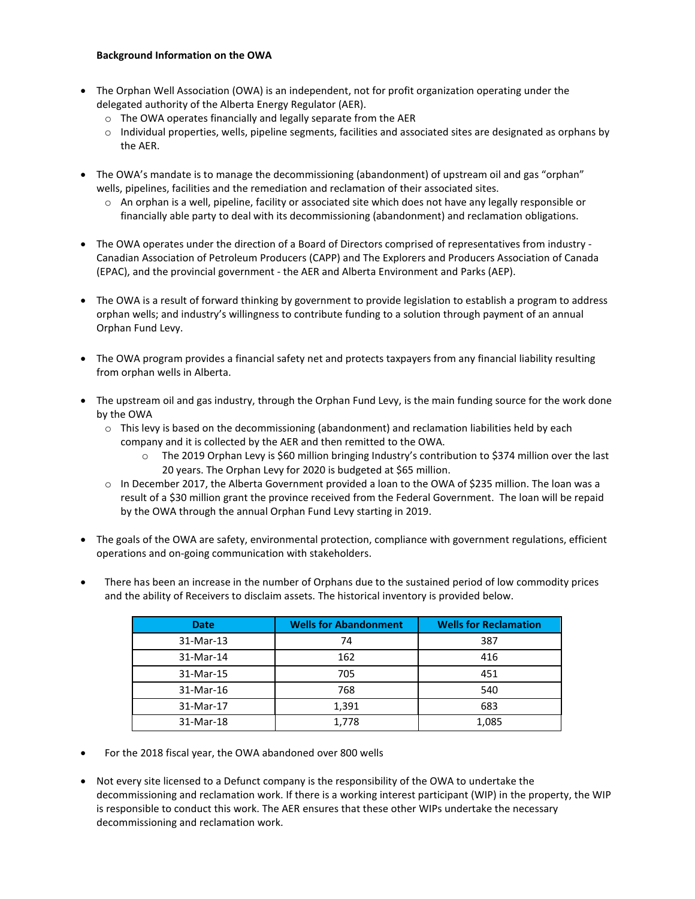**Background Information on the OWA**

- The Orphan Well Association (OWA) is an independent, not for profit organization operating under the delegated authority of the Alberta Energy Regulator (AER).
    - The OWA operates financially and legally separate from the AER
    - Individual properties, wells, pipeline segments, facilities and associated sites are designated as orphans by the AER.

- The OWA's mandate is to manage the decommissioning (abandonment) of upstream oil and gas "orphan" wells, pipelines, facilities and the remediation and reclamation of their associated sites.
    - An orphan is a well, pipeline, facility or associated site which does not have any legally responsible or financially able party to deal with its decommissioning (abandonment) and reclamation obligations.

- The OWA operates under the direction of a Board of Directors comprised of representatives from industry - Canadian Association of Petroleum Producers (CAPP) and The Explorers and Producers Association of Canada (EPAC), and the provincial government - the AER and Alberta Environment and Parks (AEP).

- The OWA is a result of forward thinking by government to provide legislation to establish a program to address orphan wells; and industry's willingness to contribute funding to a solution through payment of an annual Orphan Fund Levy.

- The OWA program provides a financial safety net and protects taxpayers from any financial liability resulting from orphan wells in Alberta.

- The upstream oil and gas industry, through the Orphan Fund Levy, is the main funding source for the work done by the OWA
    - This levy is based on the decommissioning (abandonment) and reclamation liabilities held by each company and it is collected by the AER and then remitted to the OWA.
        - The 2019 Orphan Levy is $60 million bringing Industry's contribution to $374 million over the last 20 years. The Orphan Levy for 2020 is budgeted at $65 million.
    - In December 2017, the Alberta Government provided a loan to the OWA of $235 million. The loan was a result of a $30 million grant the province received from the Federal Government. The loan will be repaid by the OWA through the annual Orphan Fund Levy starting in 2019.

- The goals of the OWA are safety, environmental protection, compliance with government regulations, efficient operations and on-going communication with stakeholders.

- There has been an increase in the number of Orphans due to the sustained period of low commodity prices and the ability of Receivers to disclaim assets. The historical inventory is provided below.

| Date | Wells for Abandonment | Wells for Reclamation |
|---|---|---|
| 31-Mar-13 | 74 | 387 |
| 31-Mar-14 | 162 | 416 |
| 31-Mar-15 | 705 | 451 |
| 31-Mar-16 | 768 | 540 |
| 31-Mar-17 | 1,391 | 683 |
| 31-Mar-18 | 1,778 | 1,085 |

- For the 2018 fiscal year, the OWA abandoned over 800 wells

- Not every site licensed to a Defunct company is the responsibility of the OWA to undertake the decommissioning and reclamation work. If there is a working interest participant (WIP) in the property, the WIP is responsible to conduct this work. The AER ensures that these other WIPs undertake the necessary decommissioning and reclamation work.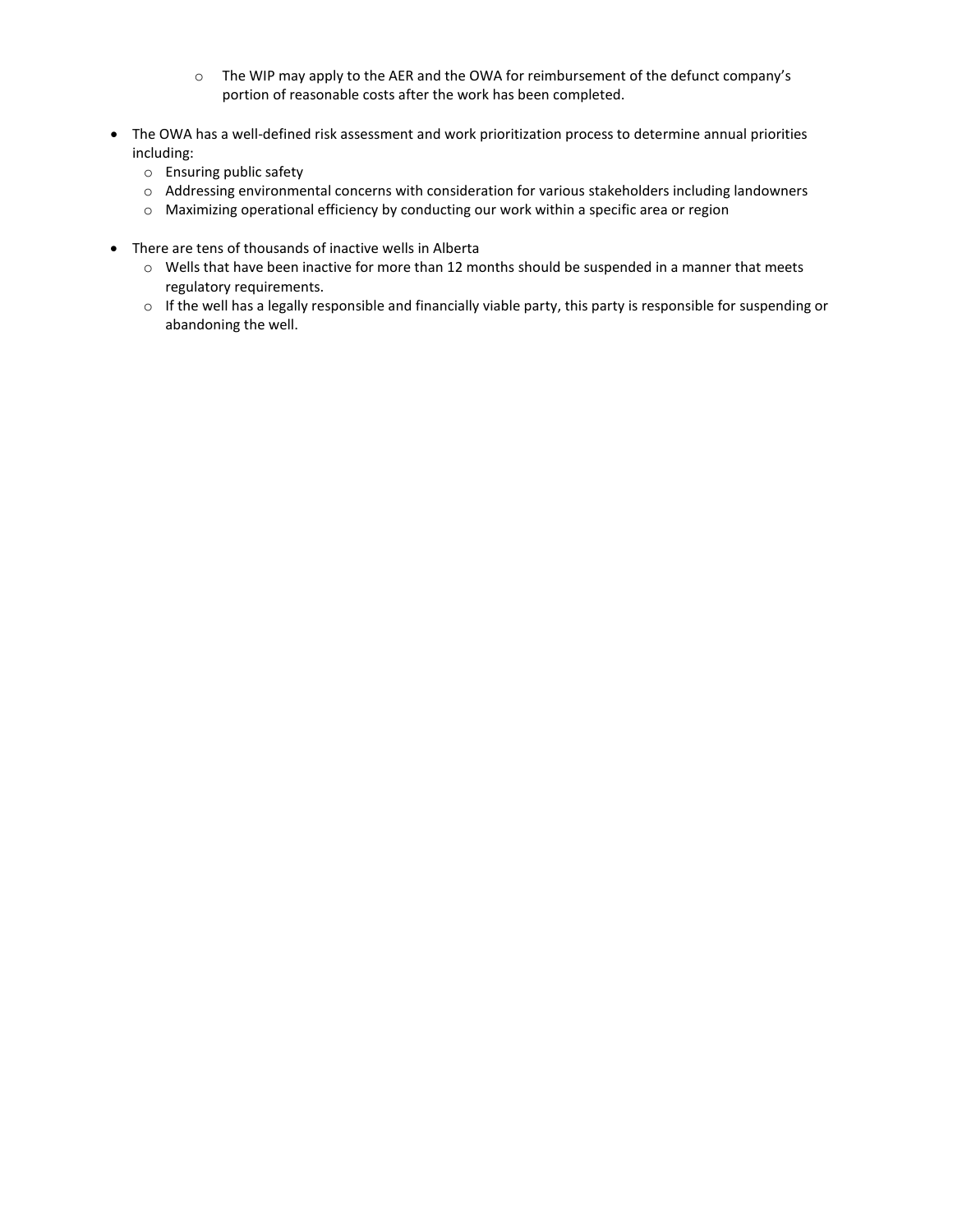- The WIP may apply to the AER and the OWA for reimbursement of the defunct company's portion of reasonable costs after the work has been completed.

- The OWA has a well-defined risk assessment and work prioritization process to determine annual priorities including:
  - Ensuring public safety
  - Addressing environmental concerns with consideration for various stakeholders including landowners
  - Maximizing operational efficiency by conducting our work within a specific area or region

- There are tens of thousands of inactive wells in Alberta
  - Wells that have been inactive for more than 12 months should be suspended in a manner that meets regulatory requirements.
  - If the well has a legally responsible and financially viable party, this party is responsible for suspending or abandoning the well.